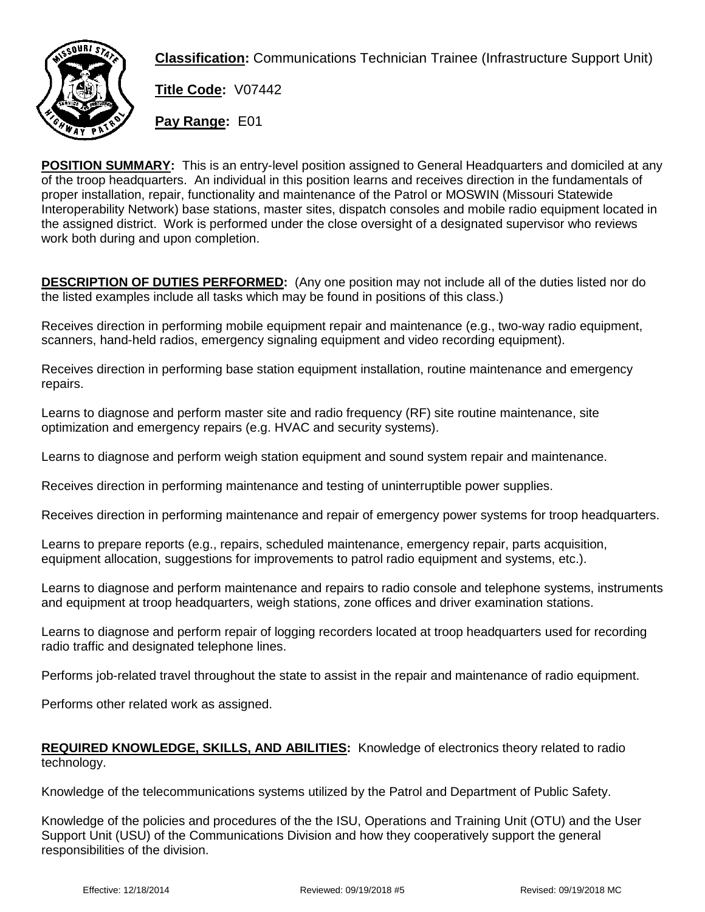**Classification:** Communications Technician Trainee (Infrastructure Support Unit)

**Title Code:** V07442

**Pay Range:** E01

**POSITION SUMMARY:** This is an entry-level position assigned to General Headquarters and domiciled at any of the troop headquarters. An individual in this position learns and receives direction in the fundamentals of proper installation, repair, functionality and maintenance of the Patrol or MOSWIN (Missouri Statewide Interoperability Network) base stations, master sites, dispatch consoles and mobile radio equipment located in the assigned district. Work is performed under the close oversight of a designated supervisor who reviews work both during and upon completion.

**DESCRIPTION OF DUTIES PERFORMED:** (Any one position may not include all of the duties listed nor do the listed examples include all tasks which may be found in positions of this class.)

Receives direction in performing mobile equipment repair and maintenance (e.g., two-way radio equipment, scanners, hand-held radios, emergency signaling equipment and video recording equipment).

Receives direction in performing base station equipment installation, routine maintenance and emergency repairs.

Learns to diagnose and perform master site and radio frequency (RF) site routine maintenance, site optimization and emergency repairs (e.g. HVAC and security systems).

Learns to diagnose and perform weigh station equipment and sound system repair and maintenance.

Receives direction in performing maintenance and testing of uninterruptible power supplies.

Receives direction in performing maintenance and repair of emergency power systems for troop headquarters.

Learns to prepare reports (e.g., repairs, scheduled maintenance, emergency repair, parts acquisition, equipment allocation, suggestions for improvements to patrol radio equipment and systems, etc.).

Learns to diagnose and perform maintenance and repairs to radio console and telephone systems, instruments and equipment at troop headquarters, weigh stations, zone offices and driver examination stations.

Learns to diagnose and perform repair of logging recorders located at troop headquarters used for recording radio traffic and designated telephone lines.

Performs job-related travel throughout the state to assist in the repair and maintenance of radio equipment.

Performs other related work as assigned.

**REQUIRED KNOWLEDGE, SKILLS, AND ABILITIES:** Knowledge of electronics theory related to radio technology.

Knowledge of the telecommunications systems utilized by the Patrol and Department of Public Safety.

Knowledge of the policies and procedures of the the ISU, Operations and Training Unit (OTU) and the User Support Unit (USU) of the Communications Division and how they cooperatively support the general responsibilities of the division.

Effective: 12/18/2014 Reviewed: 09/19/2018 #5 Revised: 09/19/2018 MC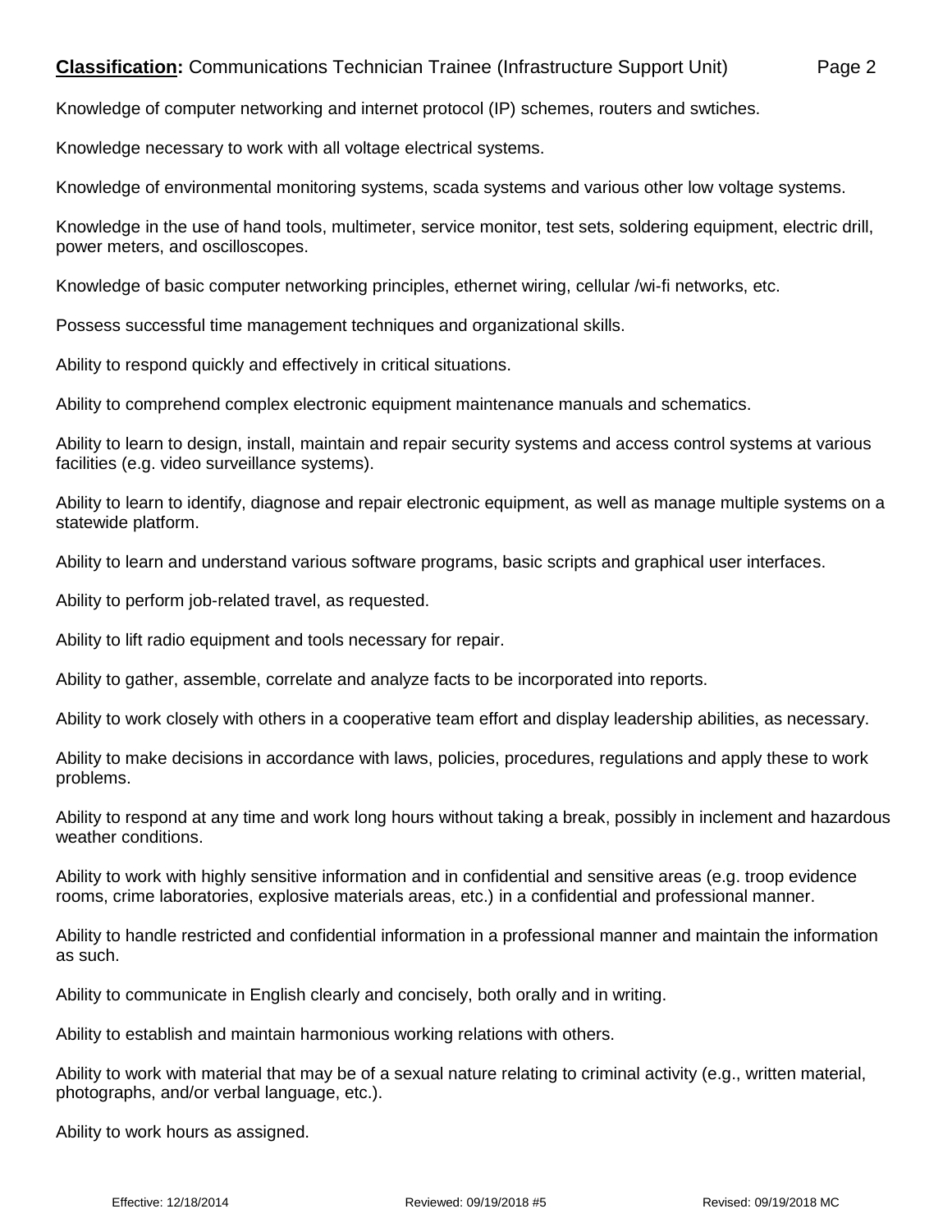Knowledge of computer networking and internet protocol (IP) schemes, routers and swtiches.

Knowledge necessary to work with all voltage electrical systems.

Knowledge of environmental monitoring systems, scada systems and various other low voltage systems.

Knowledge in the use of hand tools, multimeter, service monitor, test sets, soldering equipment, electric drill, power meters, and oscilloscopes.

Knowledge of basic computer networking principles, ethernet wiring, cellular /wi-fi networks, etc.

Possess successful time management techniques and organizational skills.

Ability to respond quickly and effectively in critical situations.

Ability to comprehend complex electronic equipment maintenance manuals and schematics.

Ability to learn to design, install, maintain and repair security systems and access control systems at various facilities (e.g. video surveillance systems).

Ability to learn to identify, diagnose and repair electronic equipment, as well as manage multiple systems on a statewide platform.

Ability to learn and understand various software programs, basic scripts and graphical user interfaces.

Ability to perform job-related travel, as requested.

Ability to lift radio equipment and tools necessary for repair.

Ability to gather, assemble, correlate and analyze facts to be incorporated into reports.

Ability to work closely with others in a cooperative team effort and display leadership abilities, as necessary.

Ability to make decisions in accordance with laws, policies, procedures, regulations and apply these to work problems.

Ability to respond at any time and work long hours without taking a break, possibly in inclement and hazardous weather conditions.

Ability to work with highly sensitive information and in confidential and sensitive areas (e.g. troop evidence rooms, crime laboratories, explosive materials areas, etc.) in a confidential and professional manner.

Ability to handle restricted and confidential information in a professional manner and maintain the information as such.

Ability to communicate in English clearly and concisely, both orally and in writing.

Ability to establish and maintain harmonious working relations with others.

Ability to work with material that may be of a sexual nature relating to criminal activity (e.g., written material, photographs, and/or verbal language, etc.).

Ability to work hours as assigned.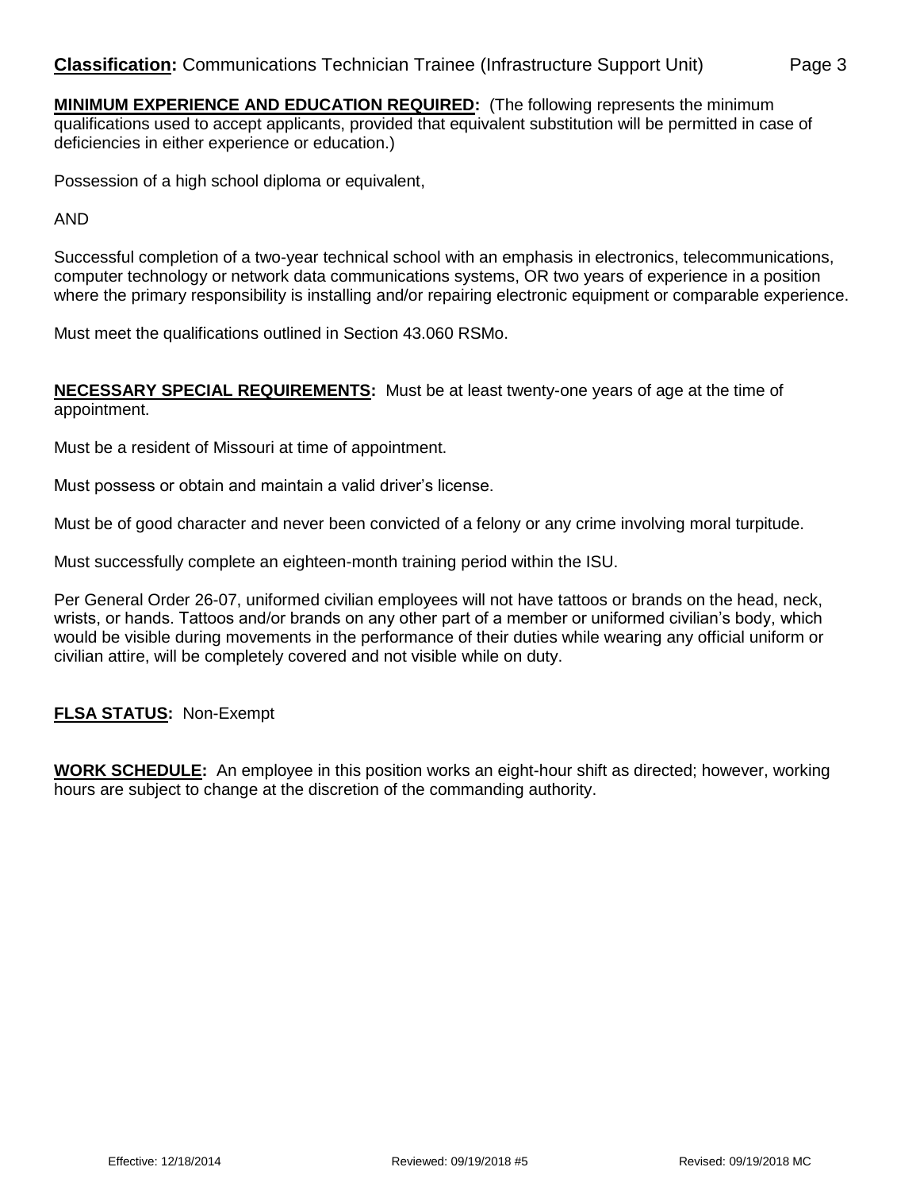**MINIMUM EXPERIENCE AND EDUCATION REQUIRED:** (The following represents the minimum qualifications used to accept applicants, provided that equivalent substitution will be permitted in case of deficiencies in either experience or education.)

Possession of a high school diploma or equivalent,

AND

Successful completion of a two-year technical school with an emphasis in electronics, telecommunications, computer technology or network data communications systems, OR two years of experience in a position where the primary responsibility is installing and/or repairing electronic equipment or comparable experience.

Must meet the qualifications outlined in Section 43.060 RSMo.

**NECESSARY SPECIAL REQUIREMENTS:** Must be at least twenty-one years of age at the time of appointment.

Must be a resident of Missouri at time of appointment.

Must possess or obtain and maintain a valid driver's license.

Must be of good character and never been convicted of a felony or any crime involving moral turpitude.

Must successfully complete an eighteen-month training period within the ISU.

Per General Order 26-07, uniformed civilian employees will not have tattoos or brands on the head, neck, wrists, or hands. Tattoos and/or brands on any other part of a member or uniformed civilian's body, which would be visible during movements in the performance of their duties while wearing any official uniform or civilian attire, will be completely covered and not visible while on duty.

**FLSA STATUS:** Non-Exempt

**WORK SCHEDULE:** An employee in this position works an eight-hour shift as directed; however, working hours are subject to change at the discretion of the commanding authority.